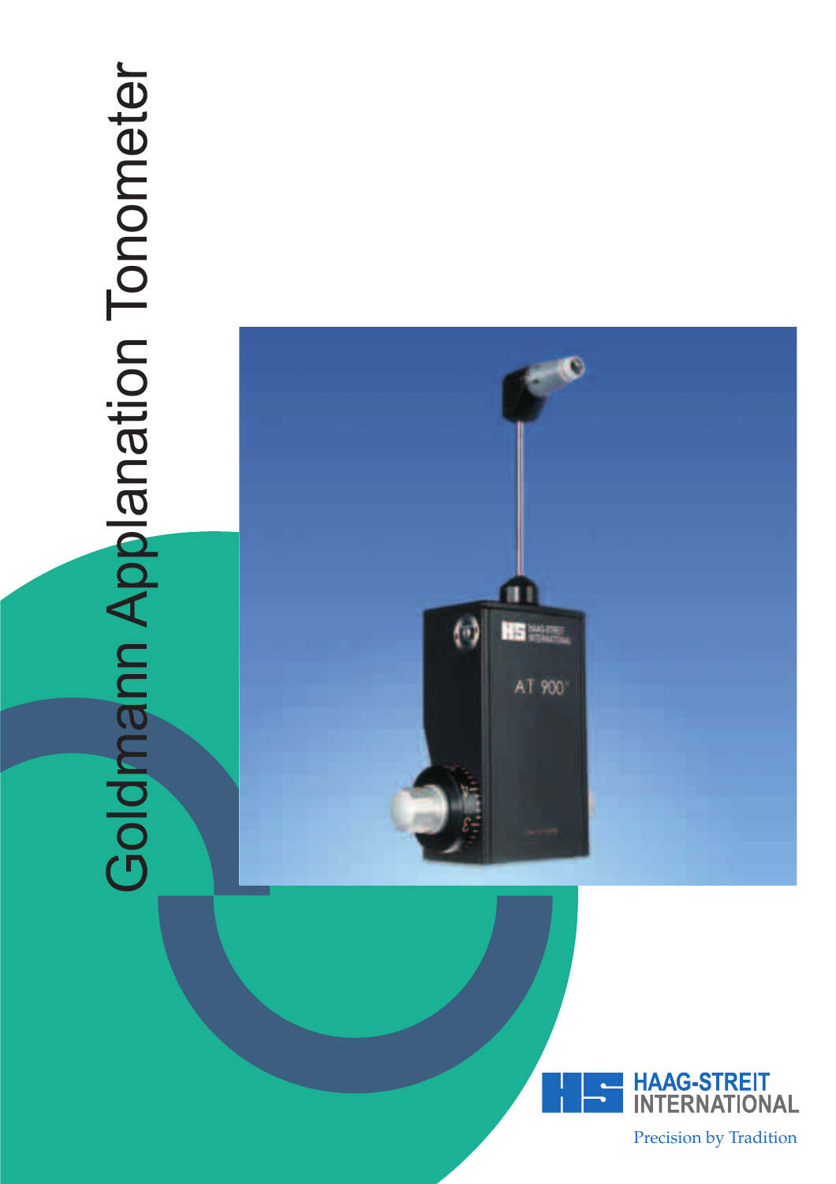# Goldmann Applanation Tonometer

HAAG-STREIT INTERNATIONAL

Precision by Tradition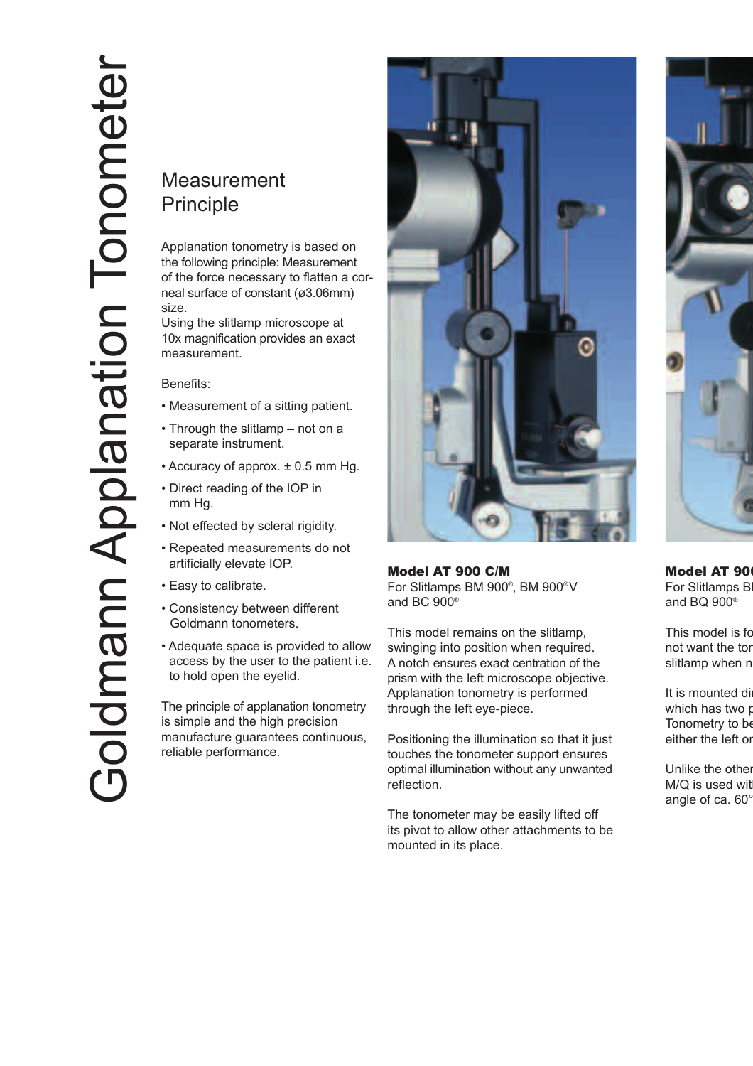# Goldmann Applanation Tonometer

## Measurement Principle

Applanation tonometry is based on the following principle: Measurement of the force necessary to flatten a corneal surface of constant (ø3.06mm) size.
Using the slitlamp microscope at 10x magnification provides an exact measurement.

Benefits:

- Measurement of a sitting patient.
- Through the slitlamp – not on a separate instrument.
- Accuracy of approx. ± 0.5 mm Hg.
- Direct reading of the IOP in mm Hg.
- Not effected by scleral rigidity.
- Repeated measurements do not artificially elevate IOP.
- Easy to calibrate.
- Consistency between different Goldmann tonometers.
- Adequate space is provided to allow access by the user to the patient i.e. to hold open the eyelid.

The principle of applanation tonometry is simple and the high precision manufacture guarantees continuous, reliable performance.

**Model AT 900 C/M**
For Slitlamps BM 900®, BM 900®V and BC 900®

This model remains on the slitlamp, swinging into position when required. A notch ensures exact centration of the prism with the left microscope objective. Applanation tonometry is performed through the left eye-piece.

Positioning the illumination so that it just touches the tonometer support ensures optimal illumination without any unwanted reflection.

The tonometer may be easily lifted off its pivot to allow other attachments to be mounted in its place.

**Model AT 900**
For Slitlamps Bl
and BQ 900®

This model is fo
not want the ton
slitlamp when n

It is mounted dir
which has two p
Tonometry to be
either the left or

Unlike the other
M/Q is used wit
angle of ca. 60°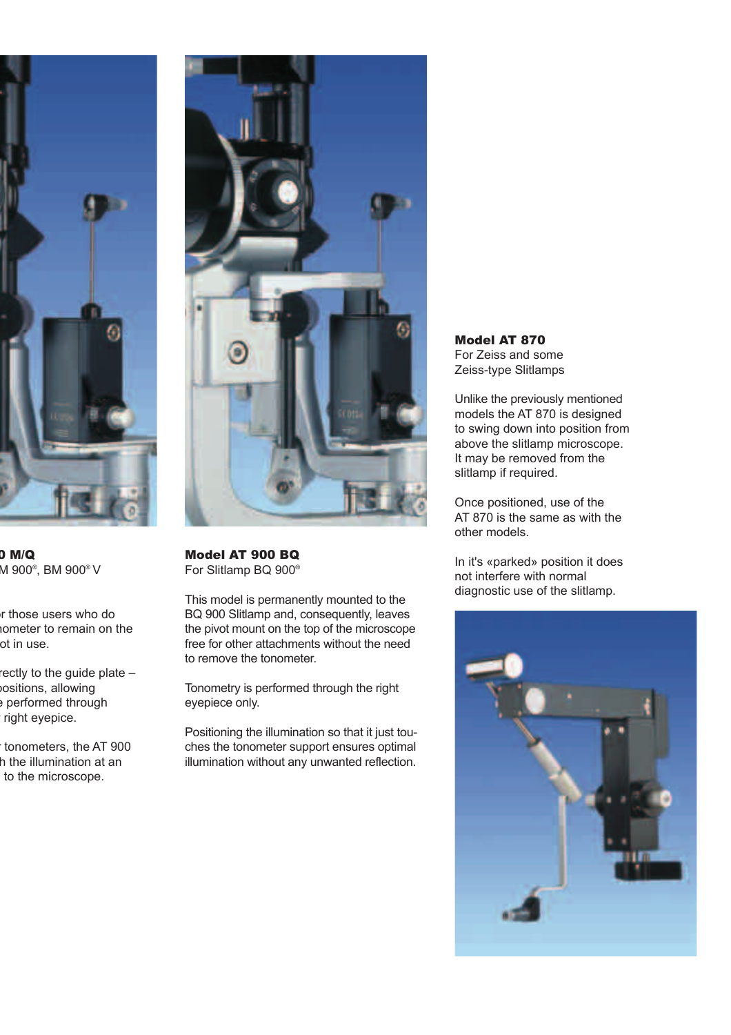0 M/Q
M 900®, BM 900® V

r those users who do
nometer to remain on the
ot in use.

rectly to the guide plate –
positions, allowing
e performed through
right eyepiece.

r tonometers, the AT 900
h the illumination at an
to the microscope.

**Model AT 900 BQ**
For Slitlamp BQ 900®

This model is permanently mounted to the BQ 900 Slitlamp and, consequently, leaves the pivot mount on the top of the microscope free for other attachments without the need to remove the tonometer.

Tonometry is performed through the right eyepiece only.

Positioning the illumination so that it just touches the tonometer support ensures optimal illumination without any unwanted reflection.

**Model AT 870**
For Zeiss and some Zeiss-type Slitlamps

Unlike the previously mentioned models the AT 870 is designed to swing down into position from above the slitlamp microscope. It may be removed from the slitlamp if required.

Once positioned, use of the AT 870 is the same as with the other models.

In it's «parked» position it does not interfere with normal diagnostic use of the slitlamp.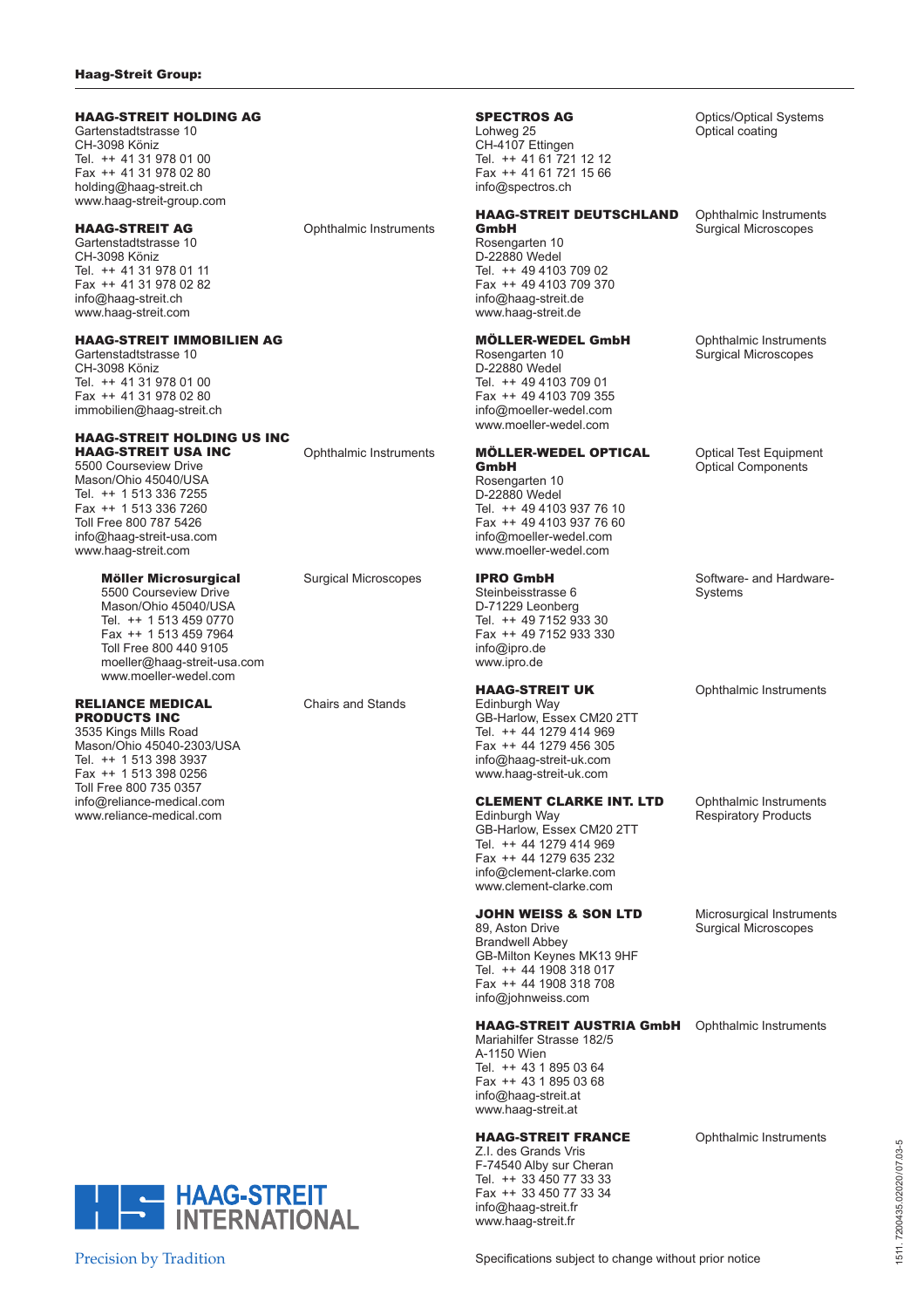**Haag-Streit Group:**

**HAAG-STREIT HOLDING AG**
Gartenstadtstrasse 10
CH-3098 Köniz
Tel. ++ 41 31 978 01 00
Fax ++ 41 31 978 02 80
holding@haag-streit.ch
www.haag-streit-group.com

**HAAG-STREIT AG** — Ophthalmic Instruments
Gartenstadtstrasse 10
CH-3098 Köniz
Tel. ++ 41 31 978 01 11
Fax ++ 41 31 978 02 82
info@haag-streit.ch
www.haag-streit.com

**HAAG-STREIT IMMOBILIEN AG**
Gartenstadtstrasse 10
CH-3098 Köniz
Tel. ++ 41 31 978 01 00
Fax ++ 41 31 978 02 80
immobilien@haag-streit.ch

**HAAG-STREIT HOLDING US INC**
**HAAG-STREIT USA INC** — Ophthalmic Instruments
5500 Courseview Drive
Mason/Ohio 45040/USA
Tel. ++ 1 513 336 7255
Fax ++ 1 513 336 7260
Toll Free 800 787 5426
info@haag-streit-usa.com
www.haag-streit.com

**Möller Microsurgical** — Surgical Microscopes
5500 Courseview Drive
Mason/Ohio 45040/USA
Tel. ++ 1 513 459 0770
Fax ++ 1 513 459 7964
Toll Free 800 440 9105
moeller@haag-streit-usa.com
www.moeller-wedel.com

**RELIANCE MEDICAL PRODUCTS INC** — Chairs and Stands
3535 Kings Mills Road
Mason/Ohio 45040-2303/USA
Tel. ++ 1 513 398 3937
Fax ++ 1 513 398 0256
Toll Free 800 735 0357
info@reliance-medical.com
www.reliance-medical.com

**SPECTROS AG** — Optics/Optical Systems, Optical coating
Lohweg 25
CH-4107 Ettingen
Tel. ++ 41 61 721 12 12
Fax ++ 41 61 721 15 66
info@spectros.ch

**HAAG-STREIT DEUTSCHLAND GmbH** — Ophthalmic Instruments, Surgical Microscopes
Rosengarten 10
D-22880 Wedel
Tel. ++ 49 4103 709 02
Fax ++ 49 4103 709 370
info@haag-streit.de
www.haag-streit.de

**MÖLLER-WEDEL GmbH** — Ophthalmic Instruments, Surgical Microscopes
Rosengarten 10
D-22880 Wedel
Tel. ++ 49 4103 709 01
Fax ++ 49 4103 709 355
info@moeller-wedel.com
www.moeller-wedel.com

**MÖLLER-WEDEL OPTICAL GmbH** — Optical Test Equipment, Optical Components
Rosengarten 10
D-22880 Wedel
Tel. ++ 49 4103 937 76 10
Fax ++ 49 4103 937 76 60
info@moeller-wedel.com
www.moeller-wedel.com

**IPRO GmbH** — Software- and Hardware-Systems
Steinbeisstrasse 6
D-71229 Leonberg
Tel. ++ 49 7152 933 30
Fax ++ 49 7152 933 330
info@ipro.de
www.ipro.de

**HAAG-STREIT UK** — Ophthalmic Instruments
Edinburgh Way
GB-Harlow, Essex CM20 2TT
Tel. ++ 44 1279 414 969
Fax ++ 44 1279 456 305
info@haag-streit-uk.com
www.haag-streit-uk.com

**CLEMENT CLARKE INT. LTD** — Ophthalmic Instruments, Respiratory Products
Edinburgh Way
GB-Harlow, Essex CM20 2TT
Tel. ++ 44 1279 414 969
Fax ++ 44 1279 635 232
info@clement-clarke.com
www.clement-clarke.com

**JOHN WEISS & SON LTD** — Microsurgical Instruments, Surgical Microscopes
89, Aston Drive
Brandwell Abbey
GB-Milton Keynes MK13 9HF
Tel. ++ 44 1908 318 017
Fax ++ 44 1908 318 708
info@johnweiss.com

**HAAG-STREIT AUSTRIA GmbH** — Ophthalmic Instruments
Mariahilfer Strasse 182/5
A-1150 Wien
Tel. ++ 43 1 895 03 64
Fax ++ 43 1 895 03 68
info@haag-streit.at
www.haag-streit.at

**HAAG-STREIT FRANCE** — Ophthalmic Instruments
Z.I. des Grands Vris
F-74540 Alby sur Cheran
Tel. ++ 33 450 77 33 33
Fax ++ 33 450 77 33 34
info@haag-streit.fr
www.haag-streit.fr

HAAG-STREIT INTERNATIONAL

Precision by Tradition

Specifications subject to change without prior notice

1511. 7200435.02020/07.03-5